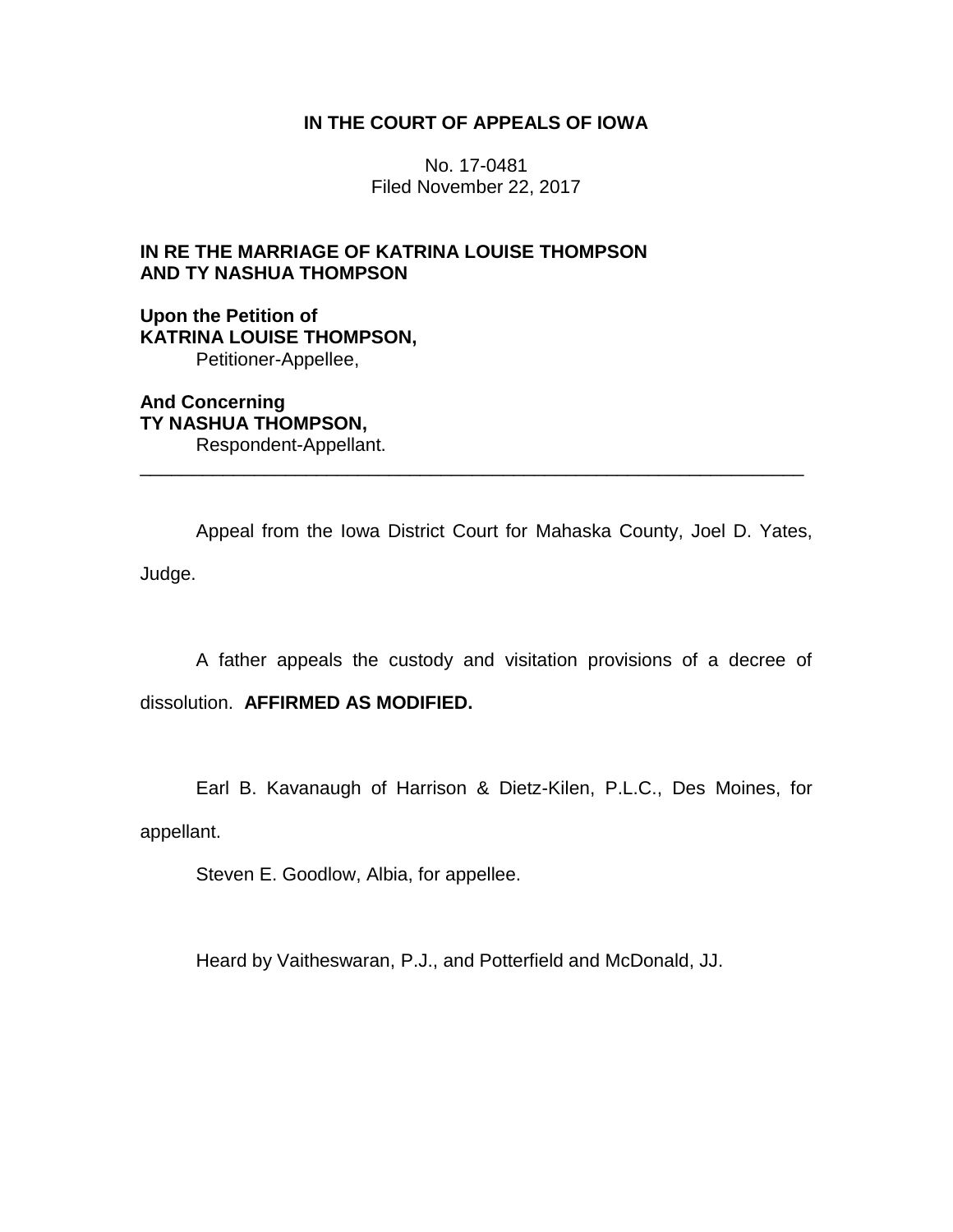**IN THE COURT OF APPEALS OF IOWA**

No. 17-0481
Filed November 22, 2017

**IN RE THE MARRIAGE OF KATRINA LOUISE THOMPSON AND TY NASHUA THOMPSON**

**Upon the Petition of**
**KATRINA LOUISE THOMPSON,**
Petitioner-Appellee,

**And Concerning**
**TY NASHUA THOMPSON,**
Respondent-Appellant.

---

Appeal from the Iowa District Court for Mahaska County, Joel D. Yates, Judge.

A father appeals the custody and visitation provisions of a decree of dissolution. **AFFIRMED AS MODIFIED.**

Earl B. Kavanaugh of Harrison & Dietz-Kilen, P.L.C., Des Moines, for appellant.

Steven E. Goodlow, Albia, for appellee.

Heard by Vaitheswaran, P.J., and Potterfield and McDonald, JJ.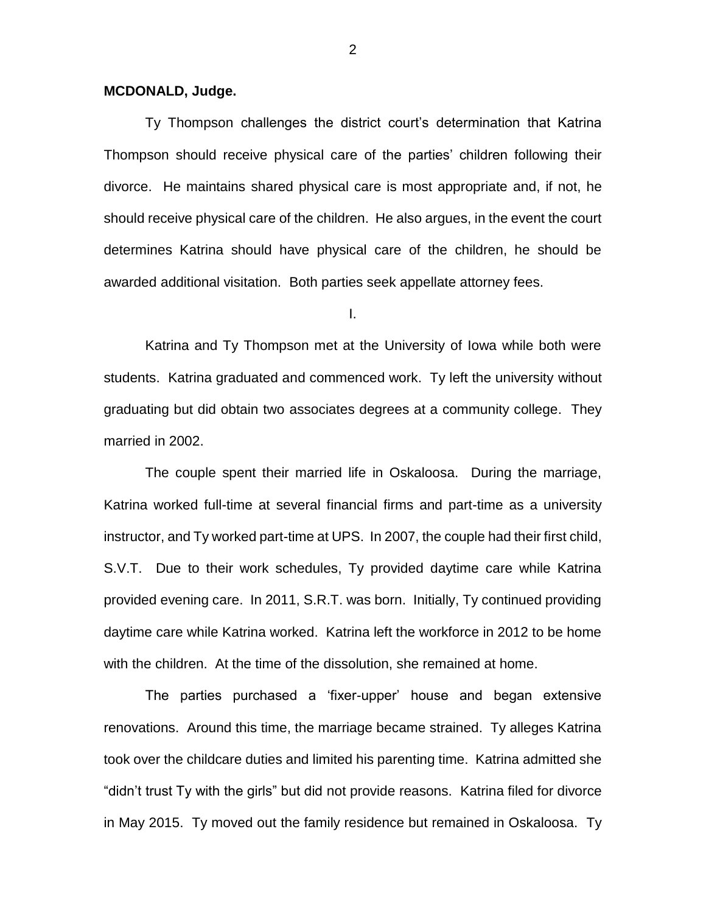**MCDONALD, Judge.**

Ty Thompson challenges the district court's determination that Katrina Thompson should receive physical care of the parties' children following their divorce. He maintains shared physical care is most appropriate and, if not, he should receive physical care of the children. He also argues, in the event the court determines Katrina should have physical care of the children, he should be awarded additional visitation. Both parties seek appellate attorney fees.

I.

Katrina and Ty Thompson met at the University of Iowa while both were students. Katrina graduated and commenced work. Ty left the university without graduating but did obtain two associates degrees at a community college. They married in 2002.

The couple spent their married life in Oskaloosa. During the marriage, Katrina worked full-time at several financial firms and part-time as a university instructor, and Ty worked part-time at UPS. In 2007, the couple had their first child, S.V.T. Due to their work schedules, Ty provided daytime care while Katrina provided evening care. In 2011, S.R.T. was born. Initially, Ty continued providing daytime care while Katrina worked. Katrina left the workforce in 2012 to be home with the children. At the time of the dissolution, she remained at home.

The parties purchased a 'fixer-upper' house and began extensive renovations. Around this time, the marriage became strained. Ty alleges Katrina took over the childcare duties and limited his parenting time. Katrina admitted she "didn't trust Ty with the girls" but did not provide reasons. Katrina filed for divorce in May 2015. Ty moved out the family residence but remained in Oskaloosa. Ty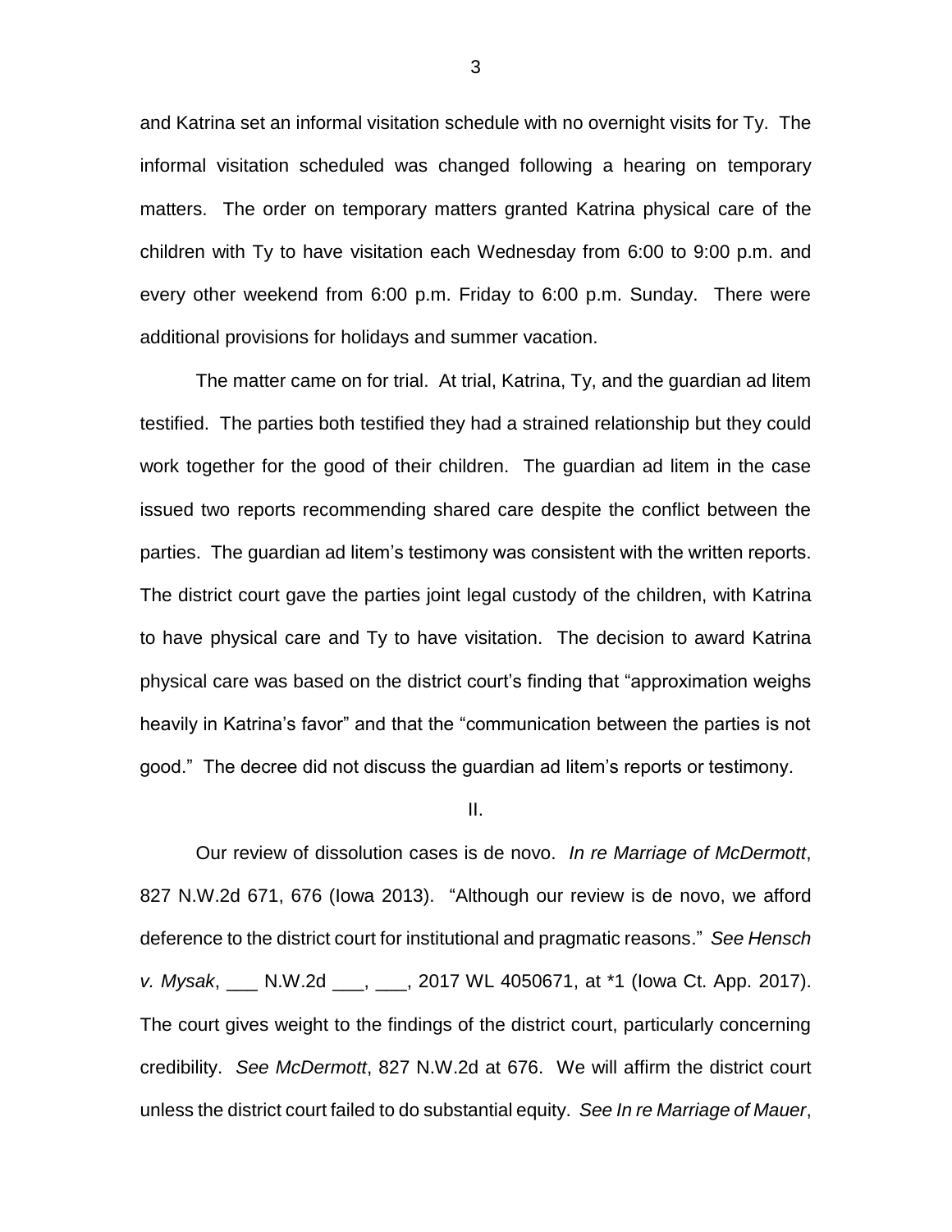and Katrina set an informal visitation schedule with no overnight visits for Ty. The informal visitation scheduled was changed following a hearing on temporary matters. The order on temporary matters granted Katrina physical care of the children with Ty to have visitation each Wednesday from 6:00 to 9:00 p.m. and every other weekend from 6:00 p.m. Friday to 6:00 p.m. Sunday. There were additional provisions for holidays and summer vacation.

The matter came on for trial. At trial, Katrina, Ty, and the guardian ad litem testified. The parties both testified they had a strained relationship but they could work together for the good of their children. The guardian ad litem in the case issued two reports recommending shared care despite the conflict between the parties. The guardian ad litem's testimony was consistent with the written reports. The district court gave the parties joint legal custody of the children, with Katrina to have physical care and Ty to have visitation. The decision to award Katrina physical care was based on the district court's finding that "approximation weighs heavily in Katrina's favor" and that the "communication between the parties is not good." The decree did not discuss the guardian ad litem's reports or testimony.

II.

Our review of dissolution cases is de novo. *In re Marriage of McDermott*, 827 N.W.2d 671, 676 (Iowa 2013). "Although our review is de novo, we afford deference to the district court for institutional and pragmatic reasons." *See Hensch v. Mysak*, ___ N.W.2d ___, ___, 2017 WL 4050671, at *1 (Iowa Ct. App. 2017). The court gives weight to the findings of the district court, particularly concerning credibility. *See McDermott*, 827 N.W.2d at 676. We will affirm the district court unless the district court failed to do substantial equity. *See In re Marriage of Mauer*,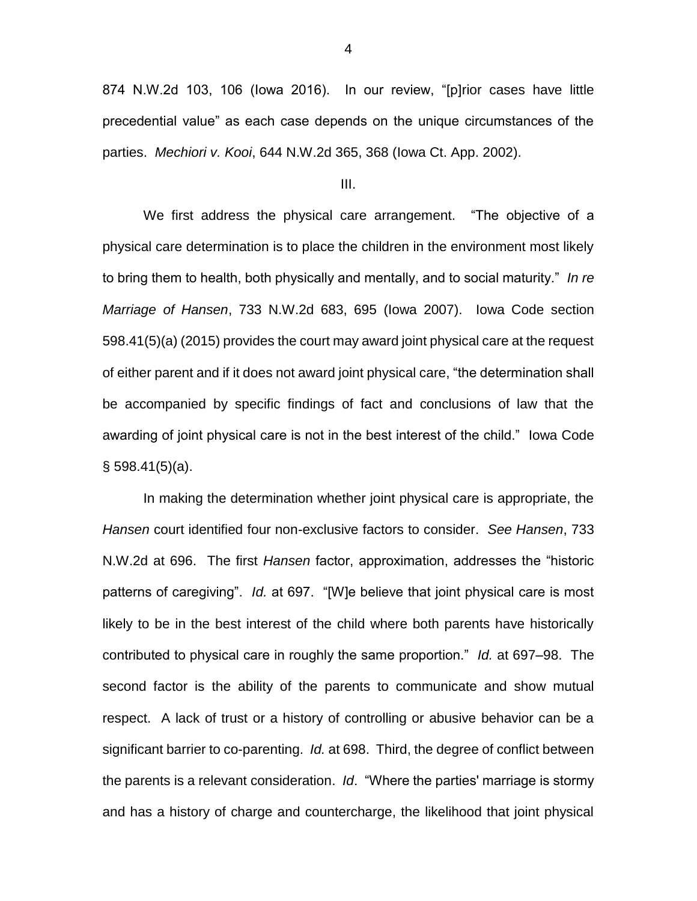874 N.W.2d 103, 106 (Iowa 2016). In our review, "[p]rior cases have little precedential value" as each case depends on the unique circumstances of the parties. *Mechiori v. Kooi*, 644 N.W.2d 365, 368 (Iowa Ct. App. 2002).

III.

We first address the physical care arrangement. "The objective of a physical care determination is to place the children in the environment most likely to bring them to health, both physically and mentally, and to social maturity." *In re Marriage of Hansen*, 733 N.W.2d 683, 695 (Iowa 2007). Iowa Code section 598.41(5)(a) (2015) provides the court may award joint physical care at the request of either parent and if it does not award joint physical care, "the determination shall be accompanied by specific findings of fact and conclusions of law that the awarding of joint physical care is not in the best interest of the child." Iowa Code § 598.41(5)(a).

In making the determination whether joint physical care is appropriate, the *Hansen* court identified four non-exclusive factors to consider. *See Hansen*, 733 N.W.2d at 696. The first *Hansen* factor, approximation, addresses the "historic patterns of caregiving". *Id.* at 697. "[W]e believe that joint physical care is most likely to be in the best interest of the child where both parents have historically contributed to physical care in roughly the same proportion." *Id.* at 697–98. The second factor is the ability of the parents to communicate and show mutual respect. A lack of trust or a history of controlling or abusive behavior can be a significant barrier to co-parenting. *Id.* at 698. Third, the degree of conflict between the parents is a relevant consideration. *Id*. "Where the parties' marriage is stormy and has a history of charge and countercharge, the likelihood that joint physical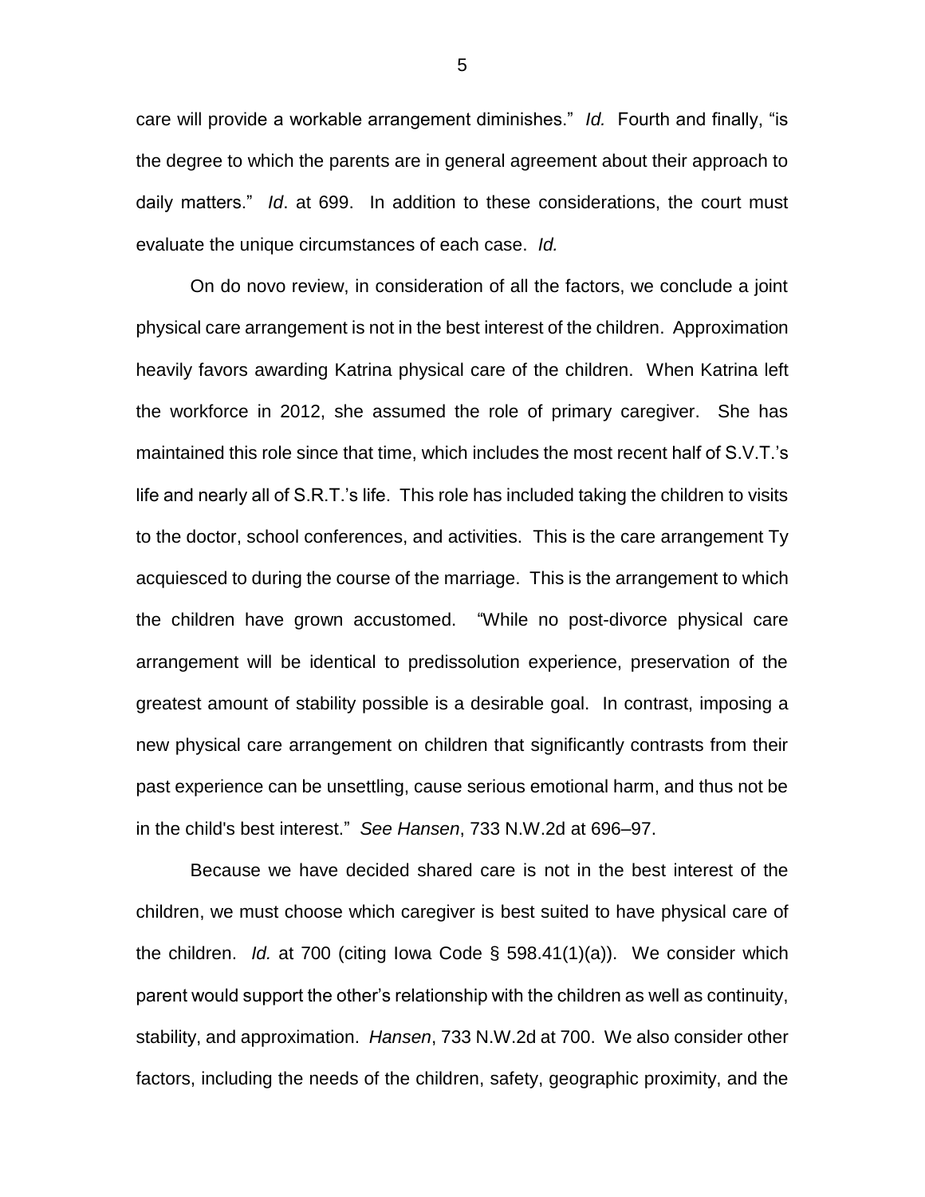care will provide a workable arrangement diminishes." *Id.* Fourth and finally, "is the degree to which the parents are in general agreement about their approach to daily matters." *Id*. at 699. In addition to these considerations, the court must evaluate the unique circumstances of each case. *Id.*

On do novo review, in consideration of all the factors, we conclude a joint physical care arrangement is not in the best interest of the children. Approximation heavily favors awarding Katrina physical care of the children. When Katrina left the workforce in 2012, she assumed the role of primary caregiver. She has maintained this role since that time, which includes the most recent half of S.V.T.'s life and nearly all of S.R.T.'s life. This role has included taking the children to visits to the doctor, school conferences, and activities. This is the care arrangement Ty acquiesced to during the course of the marriage. This is the arrangement to which the children have grown accustomed. "While no post-divorce physical care arrangement will be identical to predissolution experience, preservation of the greatest amount of stability possible is a desirable goal. In contrast, imposing a new physical care arrangement on children that significantly contrasts from their past experience can be unsettling, cause serious emotional harm, and thus not be in the child's best interest." *See Hansen*, 733 N.W.2d at 696–97.

Because we have decided shared care is not in the best interest of the children, we must choose which caregiver is best suited to have physical care of the children. *Id.* at 700 (citing Iowa Code § 598.41(1)(a)). We consider which parent would support the other's relationship with the children as well as continuity, stability, and approximation. *Hansen*, 733 N.W.2d at 700. We also consider other factors, including the needs of the children, safety, geographic proximity, and the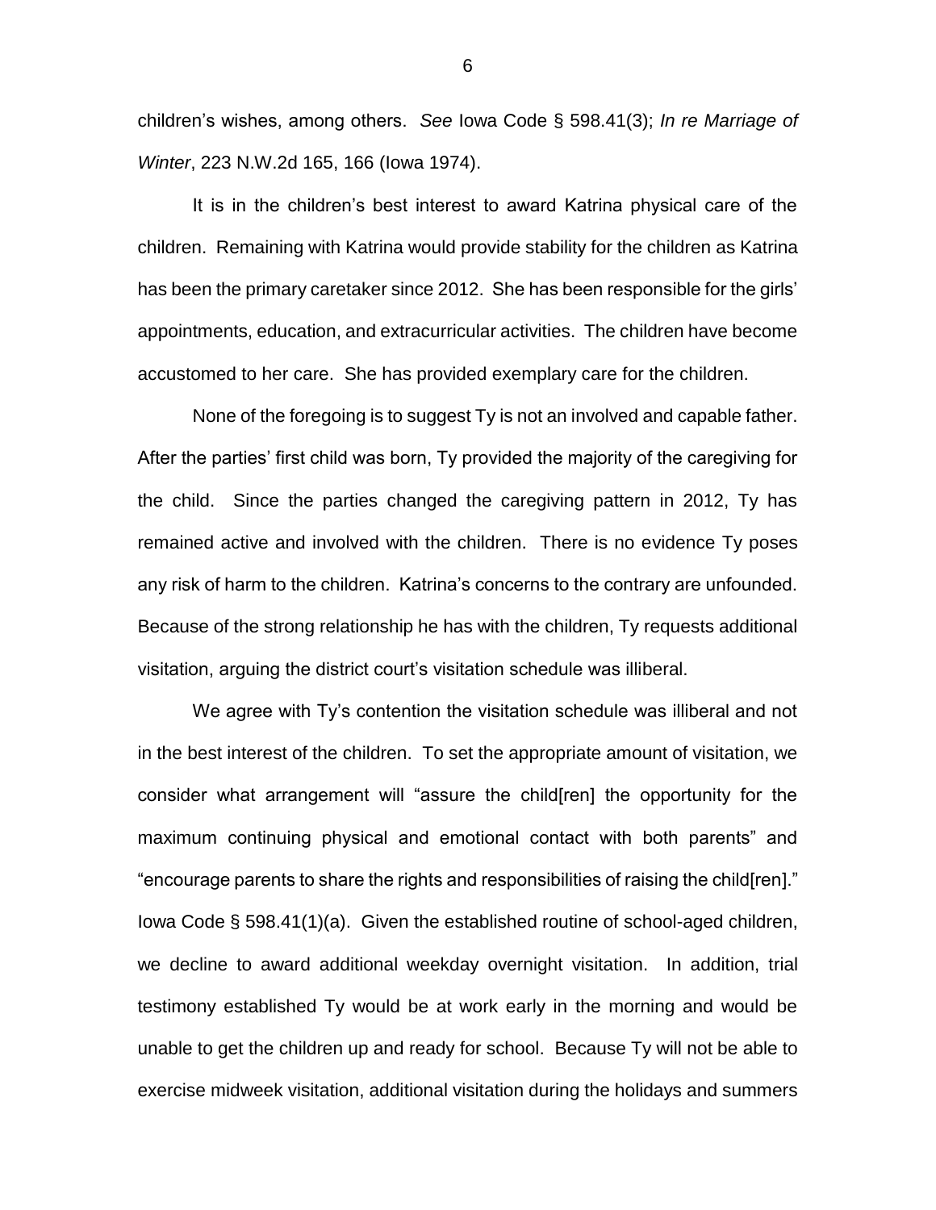children's wishes, among others. *See* Iowa Code § 598.41(3); *In re Marriage of Winter*, 223 N.W.2d 165, 166 (Iowa 1974).

It is in the children's best interest to award Katrina physical care of the children. Remaining with Katrina would provide stability for the children as Katrina has been the primary caretaker since 2012. She has been responsible for the girls' appointments, education, and extracurricular activities. The children have become accustomed to her care. She has provided exemplary care for the children.

None of the foregoing is to suggest Ty is not an involved and capable father. After the parties' first child was born, Ty provided the majority of the caregiving for the child. Since the parties changed the caregiving pattern in 2012, Ty has remained active and involved with the children. There is no evidence Ty poses any risk of harm to the children. Katrina's concerns to the contrary are unfounded. Because of the strong relationship he has with the children, Ty requests additional visitation, arguing the district court's visitation schedule was illiberal.

We agree with Ty's contention the visitation schedule was illiberal and not in the best interest of the children. To set the appropriate amount of visitation, we consider what arrangement will "assure the child[ren] the opportunity for the maximum continuing physical and emotional contact with both parents" and "encourage parents to share the rights and responsibilities of raising the child[ren]." Iowa Code § 598.41(1)(a). Given the established routine of school-aged children, we decline to award additional weekday overnight visitation. In addition, trial testimony established Ty would be at work early in the morning and would be unable to get the children up and ready for school. Because Ty will not be able to exercise midweek visitation, additional visitation during the holidays and summers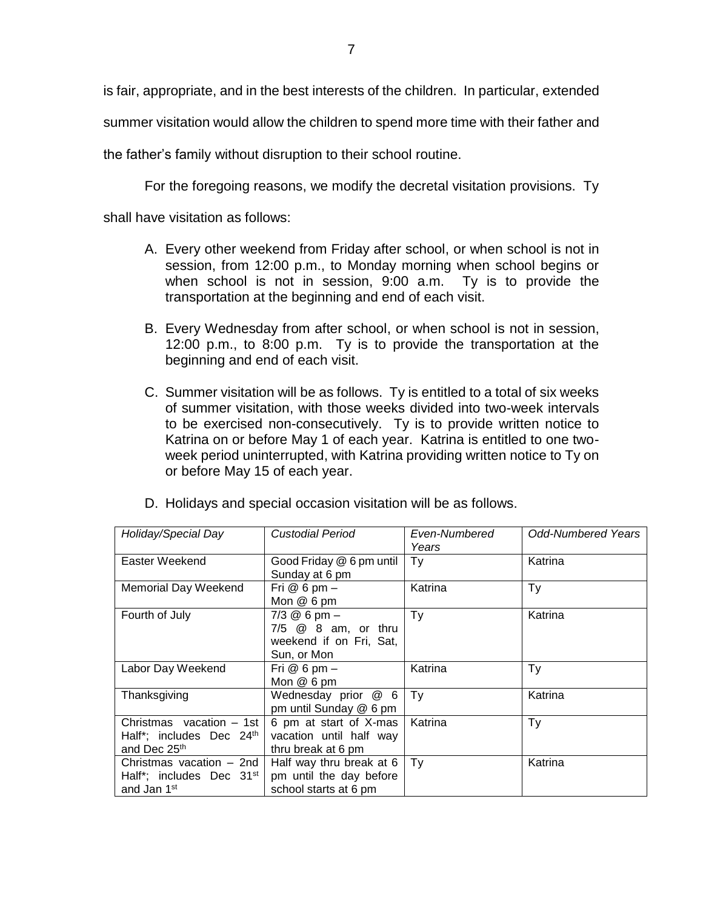is fair, appropriate, and in the best interests of the children. In particular, extended summer visitation would allow the children to spend more time with their father and the father's family without disruption to their school routine.

For the foregoing reasons, we modify the decretal visitation provisions. Ty shall have visitation as follows:

A. Every other weekend from Friday after school, or when school is not in session, from 12:00 p.m., to Monday morning when school begins or when school is not in session, 9:00 a.m. Ty is to provide the transportation at the beginning and end of each visit.

B. Every Wednesday from after school, or when school is not in session, 12:00 p.m., to 8:00 p.m. Ty is to provide the transportation at the beginning and end of each visit.

C. Summer visitation will be as follows. Ty is entitled to a total of six weeks of summer visitation, with those weeks divided into two-week intervals to be exercised non-consecutively. Ty is to provide written notice to Katrina on or before May 1 of each year. Katrina is entitled to one two-week period uninterrupted, with Katrina providing written notice to Ty on or before May 15 of each year.

D. Holidays and special occasion visitation will be as follows.

| *Holiday/Special Day* | *Custodial Period* | *Even-Numbered Years* | *Odd-Numbered Years* |
|---|---|---|---|
| Easter Weekend | Good Friday @ 6 pm until Sunday at 6 pm | Ty | Katrina |
| Memorial Day Weekend | Fri @ 6 pm – Mon @ 6 pm | Katrina | Ty |
| Fourth of July | 7/3 @ 6 pm – 7/5 @ 8 am, or thru weekend if on Fri, Sat, Sun, or Mon | Ty | Katrina |
| Labor Day Weekend | Fri @ 6 pm – Mon @ 6 pm | Katrina | Ty |
| Thanksgiving | Wednesday prior @ 6 pm until Sunday @ 6 pm | Ty | Katrina |
| Christmas vacation – 1st Half*; includes Dec 24th and Dec 25th | 6 pm at start of X-mas vacation until half way thru break at 6 pm | Katrina | Ty |
| Christmas vacation – 2nd Half*; includes Dec 31st and Jan 1st | Half way thru break at 6 pm until the day before school starts at 6 pm | Ty | Katrina |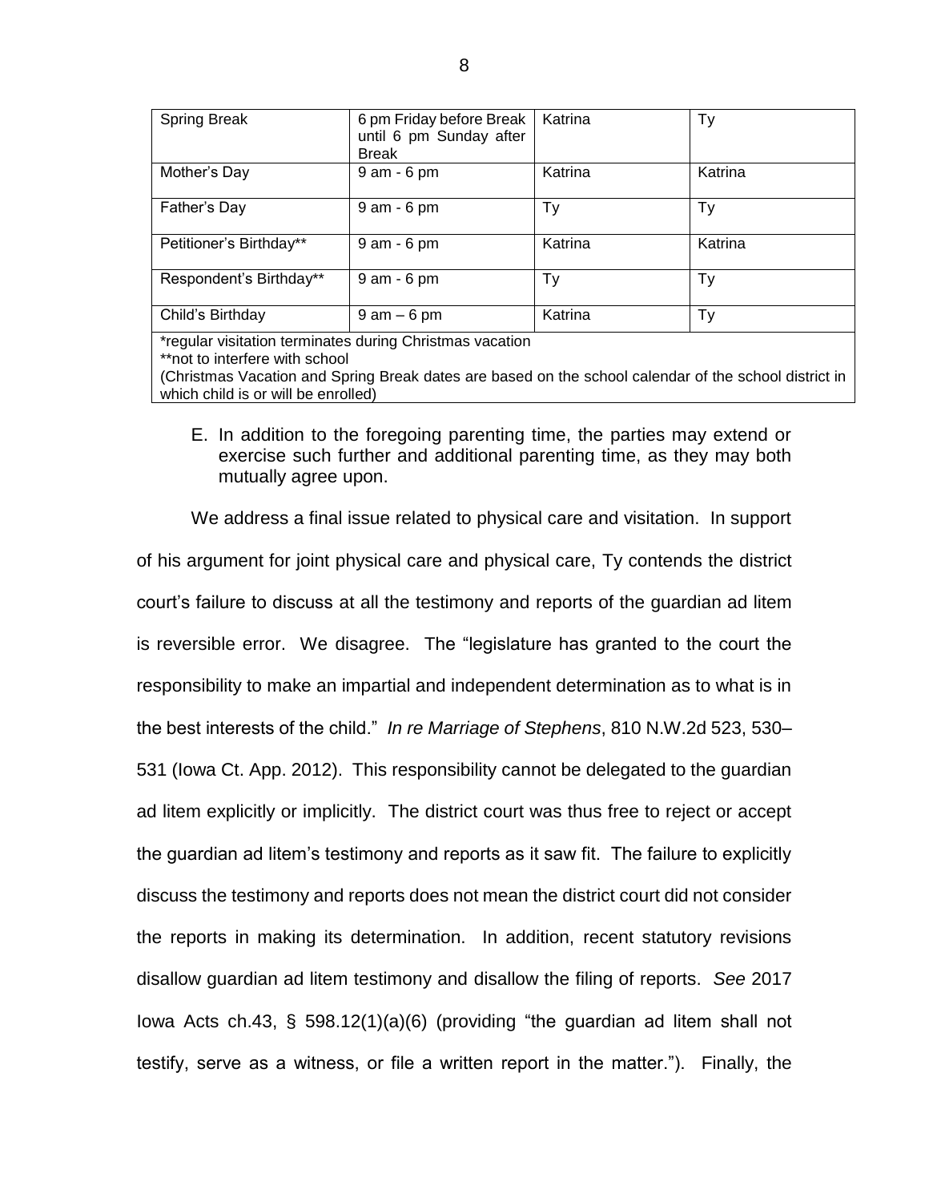| Spring Break | 6 pm Friday before Break until 6 pm Sunday after Break | Katrina | Ty |
|---|---|---|---|
| Mother's Day | 9 am - 6 pm | Katrina | Katrina |
| Father's Day | 9 am - 6 pm | Ty | Ty |
| Petitioner's Birthday** | 9 am - 6 pm | Katrina | Katrina |
| Respondent's Birthday** | 9 am - 6 pm | Ty | Ty |
| Child's Birthday | 9 am – 6 pm | Katrina | Ty |

*regular visitation terminates during Christmas vacation
**not to interfere with school
(Christmas Vacation and Spring Break dates are based on the school calendar of the school district in which child is or will be enrolled)

E. In addition to the foregoing parenting time, the parties may extend or exercise such further and additional parenting time, as they may both mutually agree upon.

We address a final issue related to physical care and visitation. In support of his argument for joint physical care and physical care, Ty contends the district court's failure to discuss at all the testimony and reports of the guardian ad litem is reversible error. We disagree. The "legislature has granted to the court the responsibility to make an impartial and independent determination as to what is in the best interests of the child." *In re Marriage of Stephens*, 810 N.W.2d 523, 530–531 (Iowa Ct. App. 2012). This responsibility cannot be delegated to the guardian ad litem explicitly or implicitly. The district court was thus free to reject or accept the guardian ad litem's testimony and reports as it saw fit. The failure to explicitly discuss the testimony and reports does not mean the district court did not consider the reports in making its determination. In addition, recent statutory revisions disallow guardian ad litem testimony and disallow the filing of reports. *See* 2017 Iowa Acts ch.43, § 598.12(1)(a)(6) (providing "the guardian ad litem shall not testify, serve as a witness, or file a written report in the matter."). Finally, the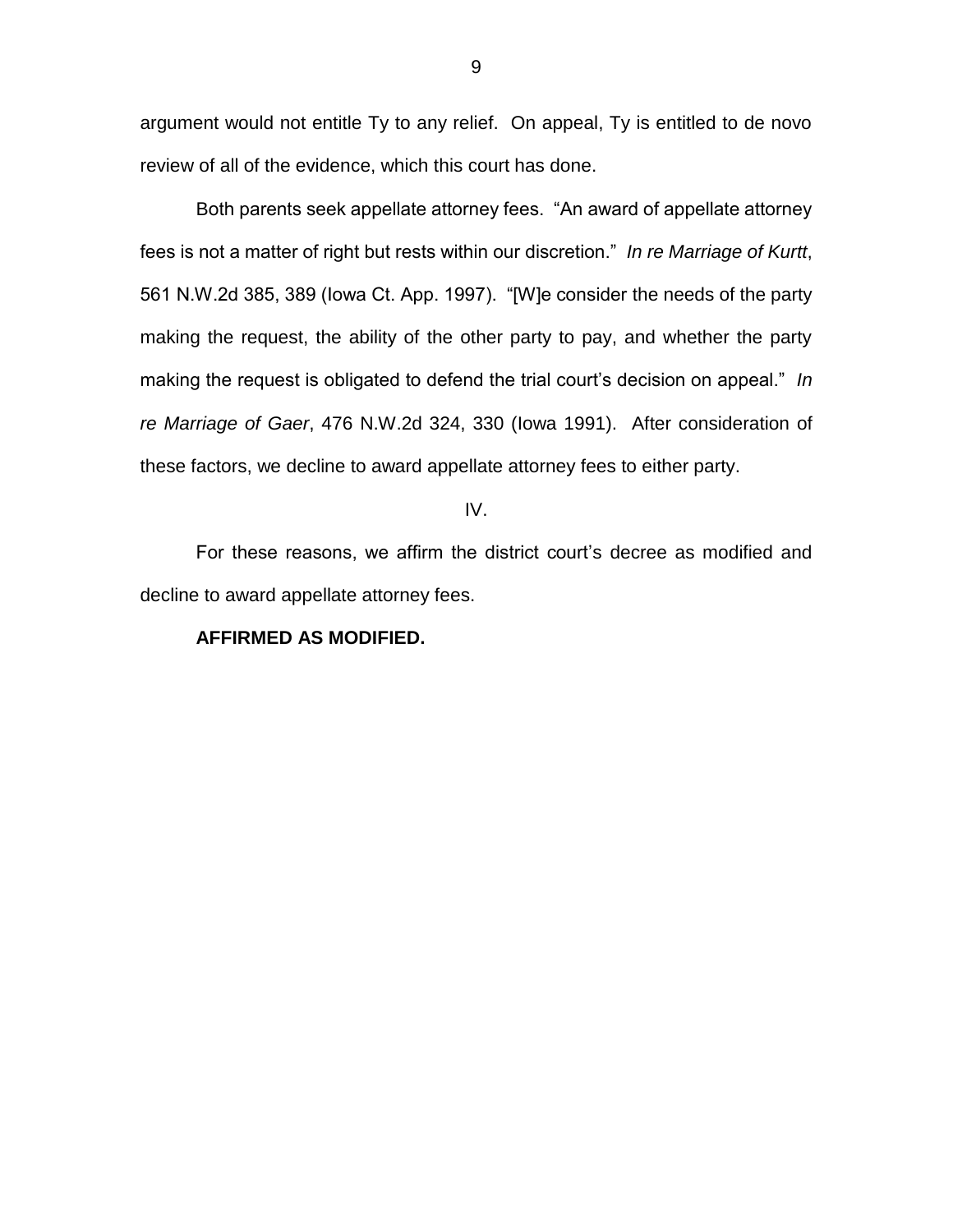argument would not entitle Ty to any relief. On appeal, Ty is entitled to de novo review of all of the evidence, which this court has done.

Both parents seek appellate attorney fees. "An award of appellate attorney fees is not a matter of right but rests within our discretion." *In re Marriage of Kurtt*, 561 N.W.2d 385, 389 (Iowa Ct. App. 1997). "[W]e consider the needs of the party making the request, the ability of the other party to pay, and whether the party making the request is obligated to defend the trial court's decision on appeal." *In re Marriage of Gaer*, 476 N.W.2d 324, 330 (Iowa 1991). After consideration of these factors, we decline to award appellate attorney fees to either party.

IV.

For these reasons, we affirm the district court's decree as modified and decline to award appellate attorney fees.

**AFFIRMED AS MODIFIED.**